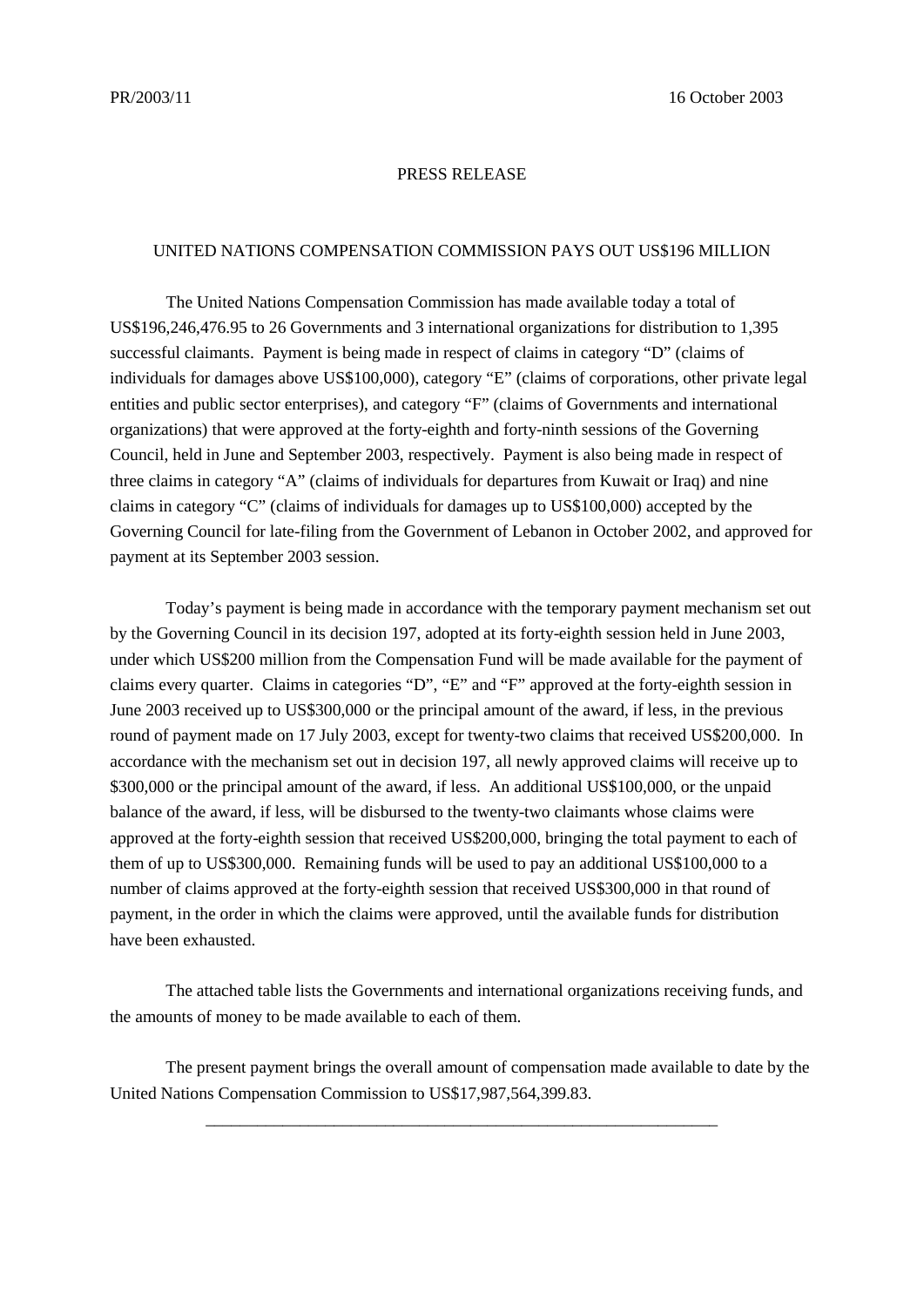PR/2003/11 16 October 2003

PRESS RELEASE

# UNITED NATIONS COMPENSATION COMMISSION PAYS OUT US$196 MILLION

The United Nations Compensation Commission has made available today a total of US$196,246,476.95 to 26 Governments and 3 international organizations for distribution to 1,395 successful claimants. Payment is being made in respect of claims in category "D" (claims of individuals for damages above US$100,000), category "E" (claims of corporations, other private legal entities and public sector enterprises), and category "F" (claims of Governments and international organizations) that were approved at the forty-eighth and forty-ninth sessions of the Governing Council, held in June and September 2003, respectively. Payment is also being made in respect of three claims in category "A" (claims of individuals for departures from Kuwait or Iraq) and nine claims in category "C" (claims of individuals for damages up to US$100,000) accepted by the Governing Council for late-filing from the Government of Lebanon in October 2002, and approved for payment at its September 2003 session.

Today's payment is being made in accordance with the temporary payment mechanism set out by the Governing Council in its decision 197, adopted at its forty-eighth session held in June 2003, under which US$200 million from the Compensation Fund will be made available for the payment of claims every quarter. Claims in categories "D", "E" and "F" approved at the forty-eighth session in June 2003 received up to US$300,000 or the principal amount of the award, if less, in the previous round of payment made on 17 July 2003, except for twenty-two claims that received US$200,000. In accordance with the mechanism set out in decision 197, all newly approved claims will receive up to $300,000 or the principal amount of the award, if less. An additional US$100,000, or the unpaid balance of the award, if less, will be disbursed to the twenty-two claimants whose claims were approved at the forty-eighth session that received US$200,000, bringing the total payment to each of them of up to US$300,000. Remaining funds will be used to pay an additional US$100,000 to a number of claims approved at the forty-eighth session that received US$300,000 in that round of payment, in the order in which the claims were approved, until the available funds for distribution have been exhausted.

The attached table lists the Governments and international organizations receiving funds, and the amounts of money to be made available to each of them.

The present payment brings the overall amount of compensation made available to date by the United Nations Compensation Commission to US$17,987,564,399.83.

---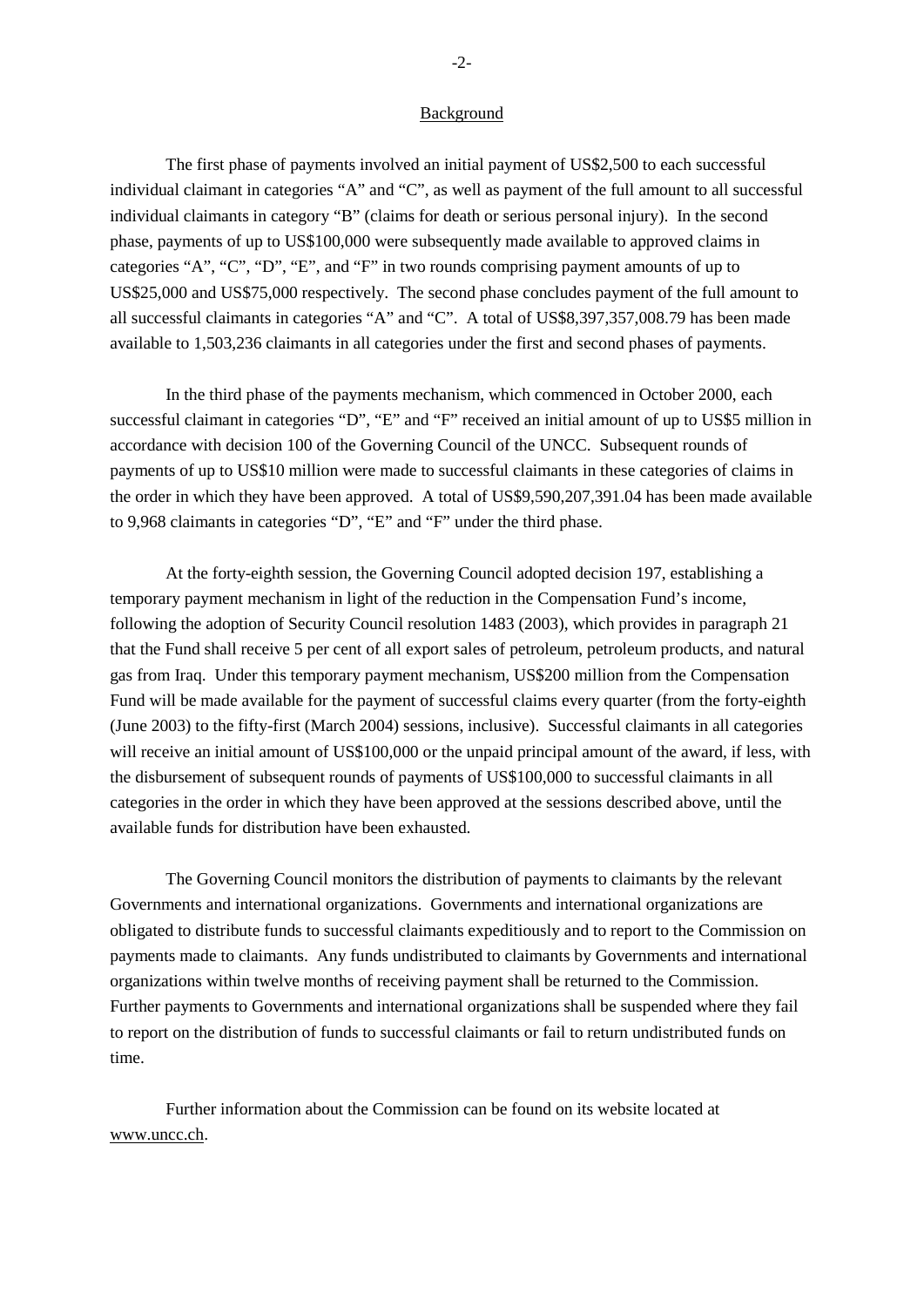## Background

The first phase of payments involved an initial payment of US$2,500 to each successful individual claimant in categories "A" and "C", as well as payment of the full amount to all successful individual claimants in category "B" (claims for death or serious personal injury). In the second phase, payments of up to US$100,000 were subsequently made available to approved claims in categories "A", "C", "D", "E", and "F" in two rounds comprising payment amounts of up to US$25,000 and US$75,000 respectively. The second phase concludes payment of the full amount to all successful claimants in categories "A" and "C". A total of US$8,397,357,008.79 has been made available to 1,503,236 claimants in all categories under the first and second phases of payments.

In the third phase of the payments mechanism, which commenced in October 2000, each successful claimant in categories "D", "E" and "F" received an initial amount of up to US$5 million in accordance with decision 100 of the Governing Council of the UNCC. Subsequent rounds of payments of up to US$10 million were made to successful claimants in these categories of claims in the order in which they have been approved. A total of US$9,590,207,391.04 has been made available to 9,968 claimants in categories "D", "E" and "F" under the third phase.

At the forty-eighth session, the Governing Council adopted decision 197, establishing a temporary payment mechanism in light of the reduction in the Compensation Fund's income, following the adoption of Security Council resolution 1483 (2003), which provides in paragraph 21 that the Fund shall receive 5 per cent of all export sales of petroleum, petroleum products, and natural gas from Iraq. Under this temporary payment mechanism, US$200 million from the Compensation Fund will be made available for the payment of successful claims every quarter (from the forty-eighth (June 2003) to the fifty-first (March 2004) sessions, inclusive). Successful claimants in all categories will receive an initial amount of US$100,000 or the unpaid principal amount of the award, if less, with the disbursement of subsequent rounds of payments of US$100,000 to successful claimants in all categories in the order in which they have been approved at the sessions described above, until the available funds for distribution have been exhausted.

The Governing Council monitors the distribution of payments to claimants by the relevant Governments and international organizations. Governments and international organizations are obligated to distribute funds to successful claimants expeditiously and to report to the Commission on payments made to claimants. Any funds undistributed to claimants by Governments and international organizations within twelve months of receiving payment shall be returned to the Commission. Further payments to Governments and international organizations shall be suspended where they fail to report on the distribution of funds to successful claimants or fail to return undistributed funds on time.

Further information about the Commission can be found on its website located at www.uncc.ch.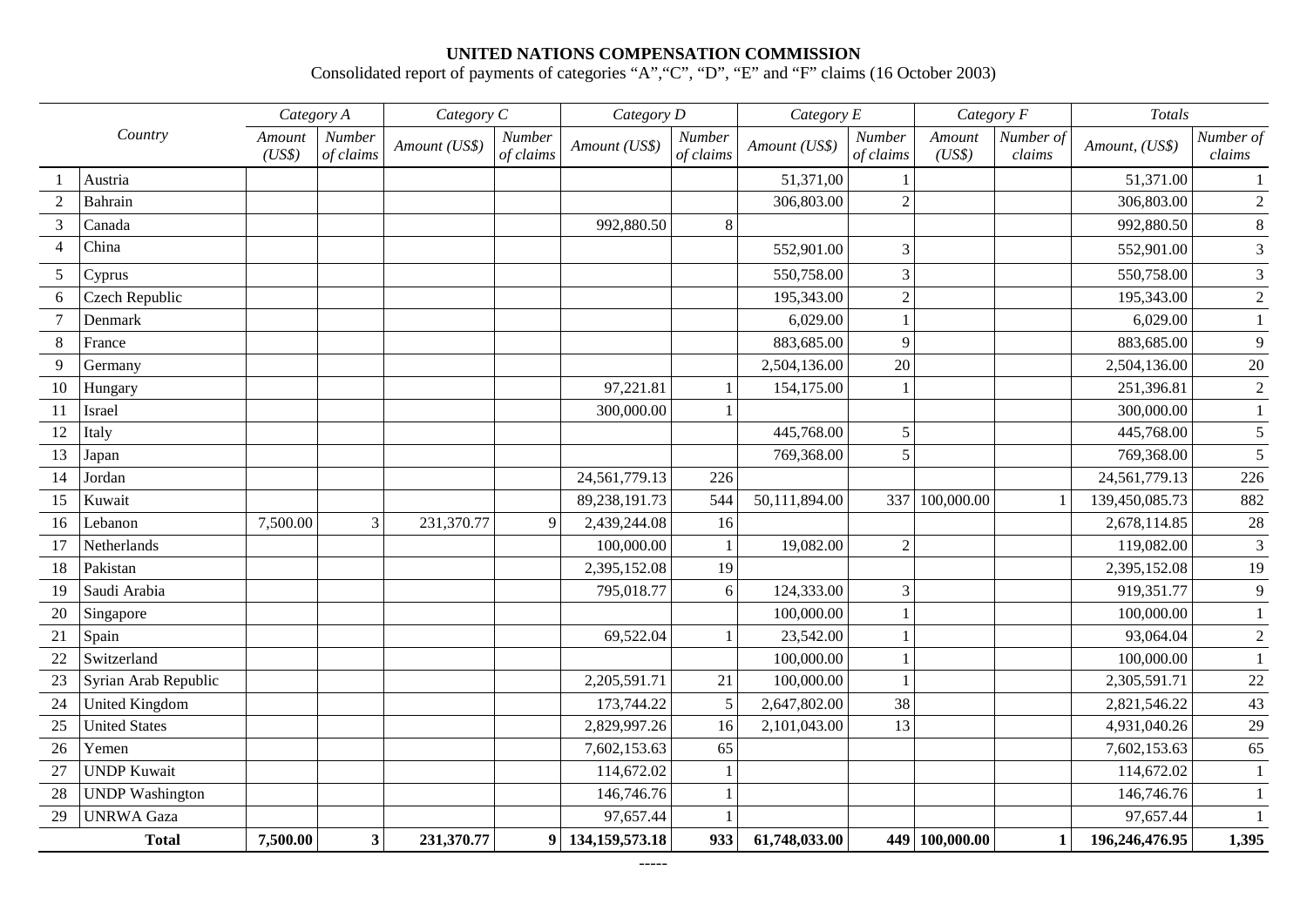**UNITED NATIONS COMPENSATION COMMISSION**

Consolidated report of payments of categories "A","C", "D", "E" and "F" claims (16 October 2003)

| | Country | Category A | | Category C | | Category D | | Category E | | Category F | | Totals | |
|---|---|---|---|---|---|---|---|---|---|---|---|---|---|
| | | *Amount (US$)* | *Number of claims* | *Amount (US$)* | *Number of claims* | *Amount (US$)* | *Number of claims* | *Amount (US$)* | *Number of claims* | *Amount (US$)* | *Number of claims* | *Amount, (US$)* | *Number of claims* |
| 1 | Austria | | | | | | | 51,371,00 | 1 | | | 51,371.00 | 1 |
| 2 | Bahrain | | | | | | | 306,803.00 | 2 | | | 306,803.00 | 2 |
| 3 | Canada | | | | | 992,880.50 | 8 | | | | | 992,880.50 | 8 |
| 4 | China | | | | | | | 552,901.00 | 3 | | | 552,901.00 | 3 |
| 5 | Cyprus | | | | | | | 550,758.00 | 3 | | | 550,758.00 | 3 |
| 6 | Czech Republic | | | | | | | 195,343.00 | 2 | | | 195,343.00 | 2 |
| 7 | Denmark | | | | | | | 6,029.00 | 1 | | | 6,029.00 | 1 |
| 8 | France | | | | | | | 883,685.00 | 9 | | | 883,685.00 | 9 |
| 9 | Germany | | | | | | | 2,504,136.00 | 20 | | | 2,504,136.00 | 20 |
| 10 | Hungary | | | | | 97,221.81 | 1 | 154,175.00 | 1 | | | 251,396.81 | 2 |
| 11 | Israel | | | | | 300,000.00 | 1 | | | | | 300,000.00 | 1 |
| 12 | Italy | | | | | | | 445,768.00 | 5 | | | 445,768.00 | 5 |
| 13 | Japan | | | | | | | 769,368.00 | 5 | | | 769,368.00 | 5 |
| 14 | Jordan | | | | | 24,561,779.13 | 226 | | | | | 24,561,779.13 | 226 |
| 15 | Kuwait | | | | | 89,238,191.73 | 544 | 50,111,894.00 | 337 | 100,000.00 | 1 | 139,450,085.73 | 882 |
| 16 | Lebanon | 7,500.00 | 3 | 231,370.77 | 9 | 2,439,244.08 | 16 | | | | | 2,678,114.85 | 28 |
| 17 | Netherlands | | | | | 100,000.00 | 1 | 19,082.00 | 2 | | | 119,082.00 | 3 |
| 18 | Pakistan | | | | | 2,395,152.08 | 19 | | | | | 2,395,152.08 | 19 |
| 19 | Saudi Arabia | | | | | 795,018.77 | 6 | 124,333.00 | 3 | | | 919,351.77 | 9 |
| 20 | Singapore | | | | | | | 100,000.00 | 1 | | | 100,000.00 | 1 |
| 21 | Spain | | | | | 69,522.04 | 1 | 23,542.00 | 1 | | | 93,064.04 | 2 |
| 22 | Switzerland | | | | | | | 100,000.00 | 1 | | | 100,000.00 | 1 |
| 23 | Syrian Arab Republic | | | | | 2,205,591.71 | 21 | 100,000.00 | 1 | | | 2,305,591.71 | 22 |
| 24 | United Kingdom | | | | | 173,744.22 | 5 | 2,647,802.00 | 38 | | | 2,821,546.22 | 43 |
| 25 | United States | | | | | 2,829,997.26 | 16 | 2,101,043.00 | 13 | | | 4,931,040.26 | 29 |
| 26 | Yemen | | | | | 7,602,153.63 | 65 | | | | | 7,602,153.63 | 65 |
| 27 | UNDP Kuwait | | | | | 114,672.02 | 1 | | | | | 114,672.02 | 1 |
| 28 | UNDP Washington | | | | | 146,746.76 | 1 | | | | | 146,746.76 | 1 |
| 29 | UNRWA Gaza | | | | | 97,657.44 | 1 | | | | | 97,657.44 | 1 |
| | **Total** | **7,500.00** | **3** | **231,370.77** | **9** | **134,159,573.18** | **933** | **61,748,033.00** | **449** | **100,000.00** | **1** | **196,246,476.95** | **1,395** |

-----